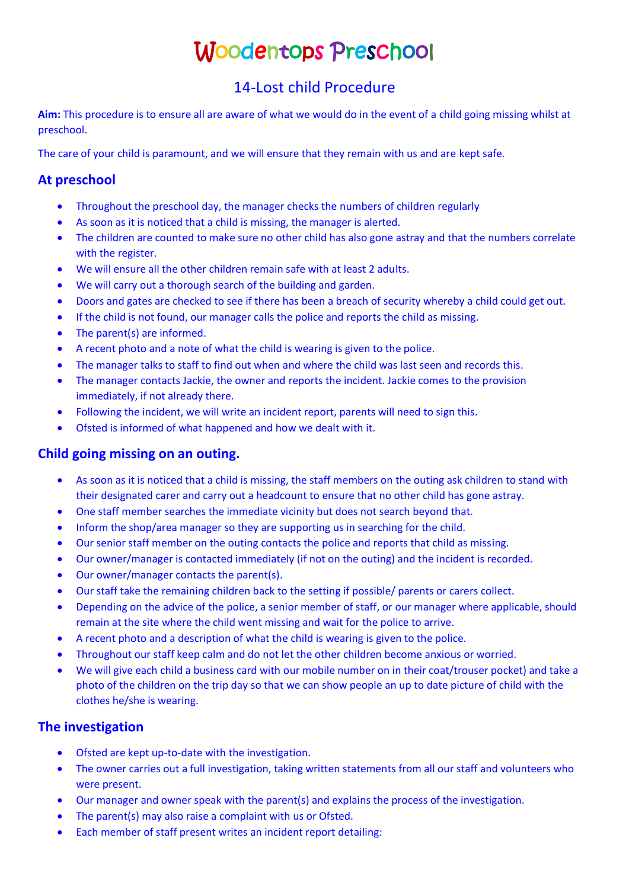# Woodentops Preschool

## 14-Lost child Procedure

**Aim:** This procedure is to ensure all are aware of what we would do in the event of a child going missing whilst at preschool.

The care of your child is paramount, and we will ensure that they remain with us and are kept safe.

### At preschool

- Throughout the preschool day, the manager checks the numbers of children regularly
- As soon as it is noticed that a child is missing, the manager is alerted.
- The children are counted to make sure no other child has also gone astray and that the numbers correlate with the register.
- We will ensure all the other children remain safe with at least 2 adults.
- We will carry out a thorough search of the building and garden.
- Doors and gates are checked to see if there has been a breach of security whereby a child could get out.
- If the child is not found, our manager calls the police and reports the child as missing.
- The parent(s) are informed.
- A recent photo and a note of what the child is wearing is given to the police.
- The manager talks to staff to find out when and where the child was last seen and records this.
- The manager contacts Jackie, the owner and reports the incident. Jackie comes to the provision immediately, if not already there.
- Following the incident, we will write an incident report, parents will need to sign this.
- Ofsted is informed of what happened and how we dealt with it.

### Child going missing on an outing.

- As soon as it is noticed that a child is missing, the staff members on the outing ask children to stand with their designated carer and carry out a headcount to ensure that no other child has gone astray.
- One staff member searches the immediate vicinity but does not search beyond that.
- Inform the shop/area manager so they are supporting us in searching for the child.
- Our senior staff member on the outing contacts the police and reports that child as missing.
- Our owner/manager is contacted immediately (if not on the outing) and the incident is recorded.
- Our owner/manager contacts the parent(s).
- Our staff take the remaining children back to the setting if possible/ parents or carers collect.
- Depending on the advice of the police, a senior member of staff, or our manager where applicable, should remain at the site where the child went missing and wait for the police to arrive.
- A recent photo and a description of what the child is wearing is given to the police.
- Throughout our staff keep calm and do not let the other children become anxious or worried.
- We will give each child a business card with our mobile number on in their coat/trouser pocket) and take a photo of the children on the trip day so that we can show people an up to date picture of child with the clothes he/she is wearing.

### The investigation

- Ofsted are kept up-to-date with the investigation.
- The owner carries out a full investigation, taking written statements from all our staff and volunteers who were present.
- Our manager and owner speak with the parent(s) and explains the process of the investigation.
- The parent(s) may also raise a complaint with us or Ofsted.
- Each member of staff present writes an incident report detailing: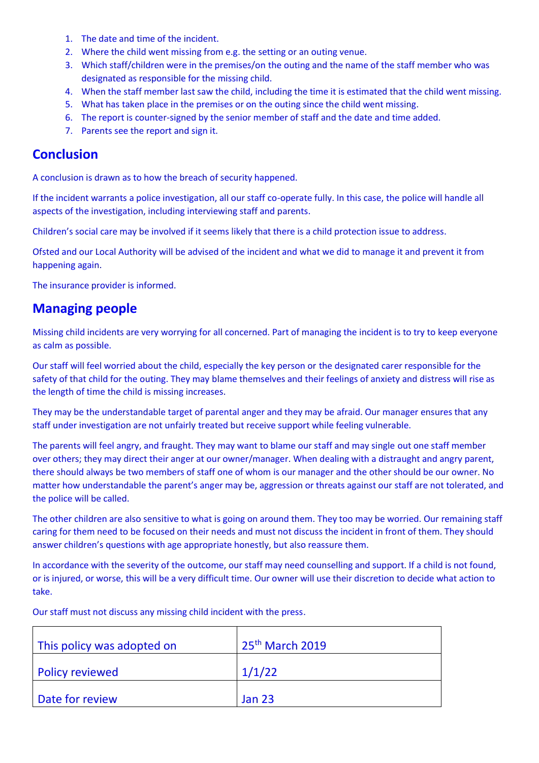1. The date and time of the incident.
2. Where the child went missing from e.g. the setting or an outing venue.
3. Which staff/children were in the premises/on the outing and the name of the staff member who was designated as responsible for the missing child.
4. When the staff member last saw the child, including the time it is estimated that the child went missing.
5. What has taken place in the premises or on the outing since the child went missing.
6. The report is counter-signed by the senior member of staff and the date and time added.
7. Parents see the report and sign it.

## Conclusion

A conclusion is drawn as to how the breach of security happened.

If the incident warrants a police investigation, all our staff co-operate fully. In this case, the police will handle all aspects of the investigation, including interviewing staff and parents.

Children's social care may be involved if it seems likely that there is a child protection issue to address.

Ofsted and our Local Authority will be advised of the incident and what we did to manage it and prevent it from happening again.

The insurance provider is informed.

## Managing people

Missing child incidents are very worrying for all concerned. Part of managing the incident is to try to keep everyone as calm as possible.

Our staff will feel worried about the child, especially the key person or the designated carer responsible for the safety of that child for the outing. They may blame themselves and their feelings of anxiety and distress will rise as the length of time the child is missing increases.

They may be the understandable target of parental anger and they may be afraid. Our manager ensures that any staff under investigation are not unfairly treated but receive support while feeling vulnerable.

The parents will feel angry, and fraught. They may want to blame our staff and may single out one staff member over others; they may direct their anger at our owner/manager. When dealing with a distraught and angry parent, there should always be two members of staff one of whom is our manager and the other should be our owner. No matter how understandable the parent's anger may be, aggression or threats against our staff are not tolerated, and the police will be called.

The other children are also sensitive to what is going on around them. They too may be worried. Our remaining staff caring for them need to be focused on their needs and must not discuss the incident in front of them. They should answer children's questions with age appropriate honestly, but also reassure them.

In accordance with the severity of the outcome, our staff may need counselling and support. If a child is not found, or is injured, or worse, this will be a very difficult time. Our owner will use their discretion to decide what action to take.

Our staff must not discuss any missing child incident with the press.

| | |
|---|---|
| This policy was adopted on | 25th March 2019 |
| Policy reviewed | 1/1/22 |
| Date for review | Jan 23 |